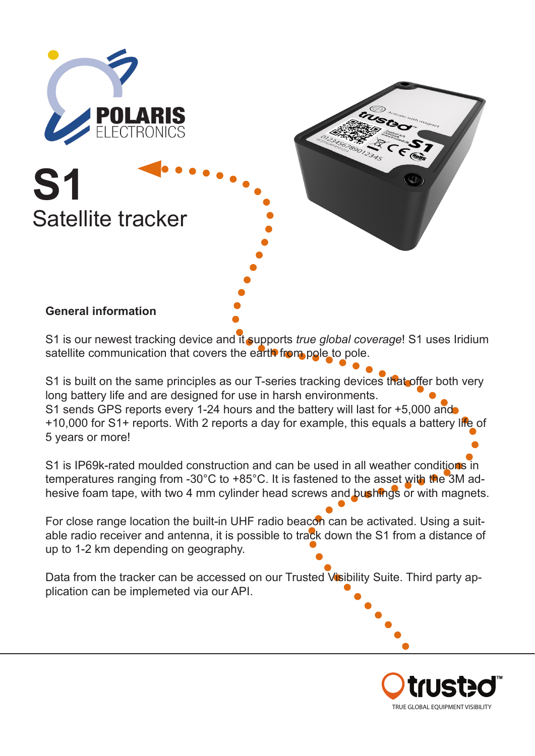POLARIS ELECTRONICS

# S1

## Satellite tracker

### General information

S1 is our newest tracking device and it supports *true global coverage*! S1 uses Iridium satellite communication that covers the earth from pole to pole.

S1 is built on the same principles as our T-series tracking devices that offer both very long battery life and are designed for use in harsh environments.
S1 sends GPS reports every 1-24 hours and the battery will last for +5,000 and +10,000 for S1+ reports. With 2 reports a day for example, this equals a battery life of 5 years or more!

S1 is IP69k-rated moulded construction and can be used in all weather conditions in temperatures ranging from -30°C to +85°C. It is fastened to the asset with the 3M adhesive foam tape, with two 4 mm cylinder head screws and bushings or with magnets.

For close range location the built-in UHF radio beacon can be activated. Using a suitable radio receiver and antenna, it is possible to track down the S1 from a distance of up to 1-2 km depending on geography.

Data from the tracker can be accessed on our Trusted Visibility Suite. Third party application can be implemeted via our API.

trusted™
TRUE GLOBAL EQUIPMENT VISIBILITY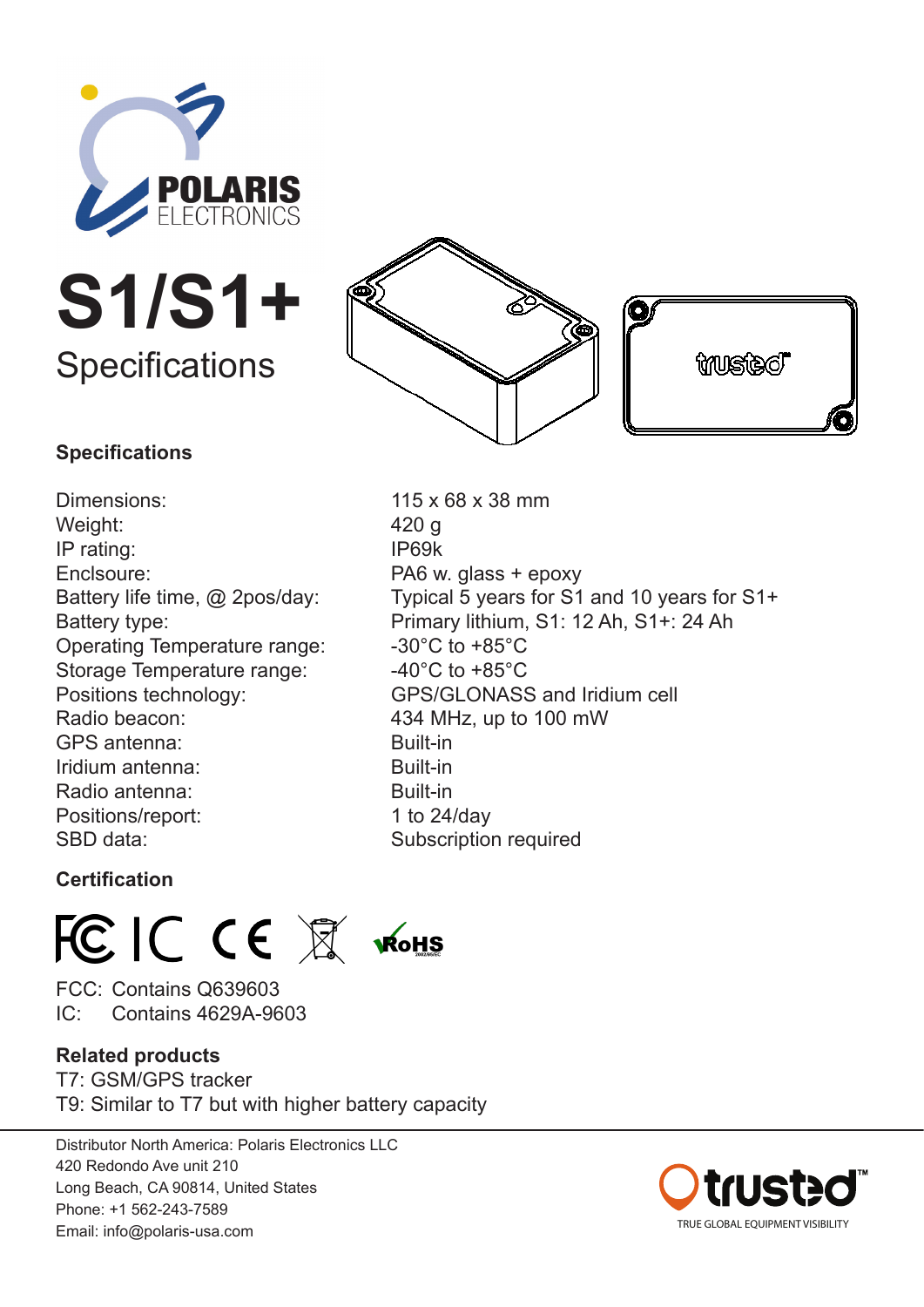POLARIS ELECTRONICS

# S1/S1+

## Specifications

### Specifications

| | |
|---|---|
| Dimensions: | 115 x 68 x 38 mm |
| Weight: | 420 g |
| IP rating: | IP69k |
| Enclsoure: | PA6 w. glass + epoxy |
| Battery life time, @ 2pos/day: | Typical 5 years for S1 and 10 years for S1+ |
| Battery type: | Primary lithium, S1: 12 Ah, S1+: 24 Ah |
| Operating Temperature range: | -30°C to +85°C |
| Storage Temperature range: | -40°C to +85°C |
| Positions technology: | GPS/GLONASS and Iridium cell |
| Radio beacon: | 434 MHz, up to 100 mW |
| GPS antenna: | Built-in |
| Iridium antenna: | Built-in |
| Radio antenna: | Built-in |
| Positions/report: | 1 to 24/day |
| SBD data: | Subscription required |

### Certification

FCC: Contains Q639603
IC: Contains 4629A-9603

### Related products

T7: GSM/GPS tracker
T9: Similar to T7 but with higher battery capacity

Distributor North America: Polaris Electronics LLC
420 Redondo Ave unit 210
Long Beach, CA 90814, United States
Phone: +1 562-243-7589
Email: info@polaris-usa.com

trusted™ TRUE GLOBAL EQUIPMENT VISIBILITY